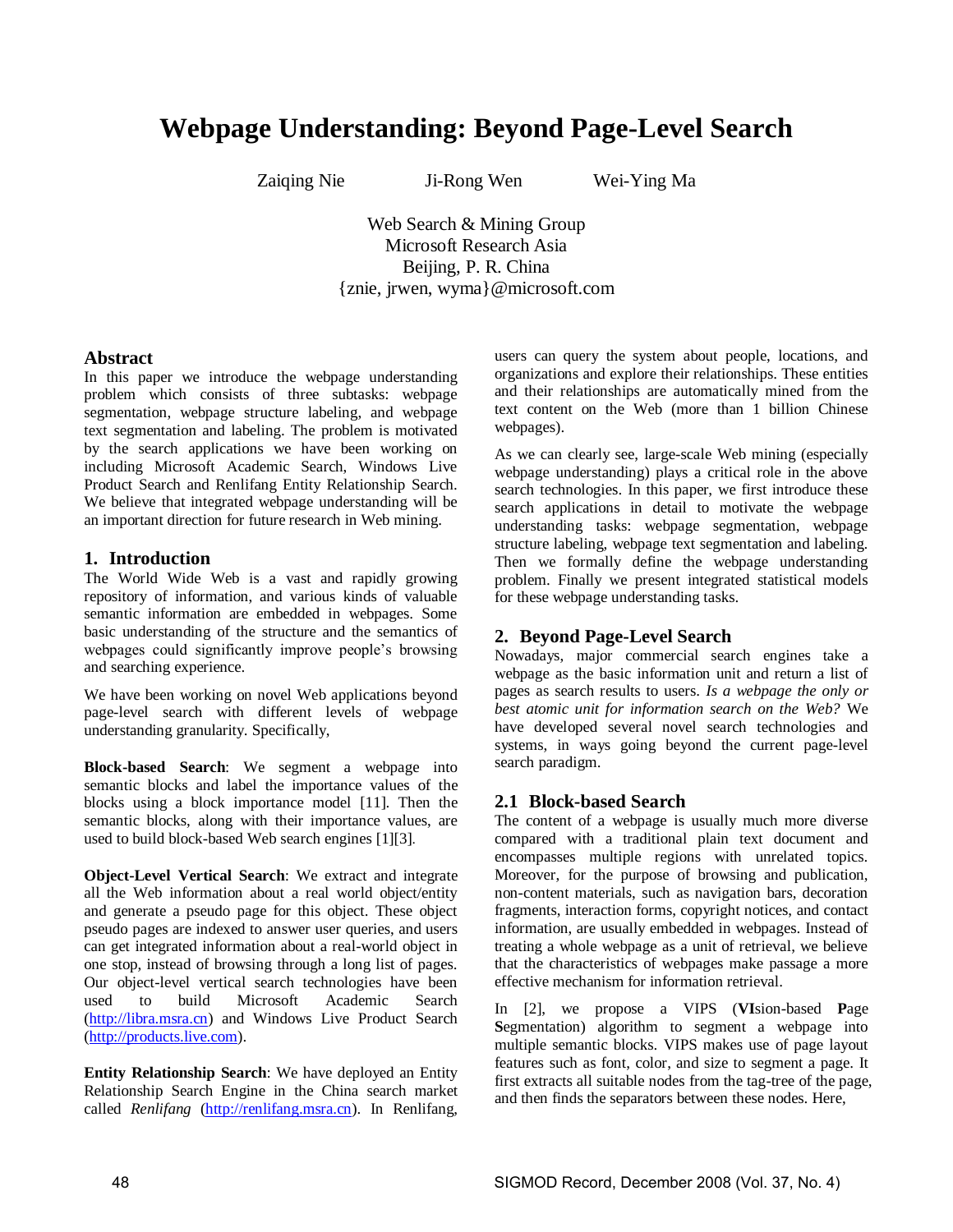# Webpage Understanding: Beyond Page-Level Search

Zaiqing Nie    Ji-Rong Wen    Wei-Ying Ma

Web Search & Mining Group
Microsoft Research Asia
Beijing, P. R. China
{znie, jrwen, wyma}@microsoft.com

## Abstract

In this paper we introduce the webpage understanding problem which consists of three subtasks: webpage segmentation, webpage structure labeling, and webpage text segmentation and labeling. The problem is motivated by the search applications we have been working on including Microsoft Academic Search, Windows Live Product Search and Renlifang Entity Relationship Search. We believe that integrated webpage understanding will be an important direction for future research in Web mining.

## 1. Introduction

The World Wide Web is a vast and rapidly growing repository of information, and various kinds of valuable semantic information are embedded in webpages. Some basic understanding of the structure and the semantics of webpages could significantly improve people's browsing and searching experience.

We have been working on novel Web applications beyond page-level search with different levels of webpage understanding granularity. Specifically,

**Block-based Search**: We segment a webpage into semantic blocks and label the importance values of the blocks using a block importance model [11]. Then the semantic blocks, along with their importance values, are used to build block-based Web search engines [1][3].

**Object-Level Vertical Search**: We extract and integrate all the Web information about a real world object/entity and generate a pseudo page for this object. These object pseudo pages are indexed to answer user queries, and users can get integrated information about a real-world object in one stop, instead of browsing through a long list of pages. Our object-level vertical search technologies have been used to build Microsoft Academic Search (http://libra.msra.cn) and Windows Live Product Search (http://products.live.com).

**Entity Relationship Search**: We have deployed an Entity Relationship Search Engine in the China search market called *Renlifang* (http://renlifang.msra.cn). In Renlifang, users can query the system about people, locations, and organizations and explore their relationships. These entities and their relationships are automatically mined from the text content on the Web (more than 1 billion Chinese webpages).

As we can clearly see, large-scale Web mining (especially webpage understanding) plays a critical role in the above search technologies. In this paper, we first introduce these search applications in detail to motivate the webpage understanding tasks: webpage segmentation, webpage structure labeling, webpage text segmentation and labeling. Then we formally define the webpage understanding problem. Finally we present integrated statistical models for these webpage understanding tasks.

## 2. Beyond Page-Level Search

Nowadays, major commercial search engines take a webpage as the basic information unit and return a list of pages as search results to users. *Is a webpage the only or best atomic unit for information search on the Web?* We have developed several novel search technologies and systems, in ways going beyond the current page-level search paradigm.

### 2.1 Block-based Search

The content of a webpage is usually much more diverse compared with a traditional plain text document and encompasses multiple regions with unrelated topics. Moreover, for the purpose of browsing and publication, non-content materials, such as navigation bars, decoration fragments, interaction forms, copyright notices, and contact information, are usually embedded in webpages. Instead of treating a whole webpage as a unit of retrieval, we believe that the characteristics of webpages make passage a more effective mechanism for information retrieval.

In [2], we propose a VIPS (**VI**sion-based **P**age **S**egmentation) algorithm to segment a webpage into multiple semantic blocks. VIPS makes use of page layout features such as font, color, and size to segment a page. It first extracts all suitable nodes from the tag-tree of the page, and then finds the separators between these nodes. Here,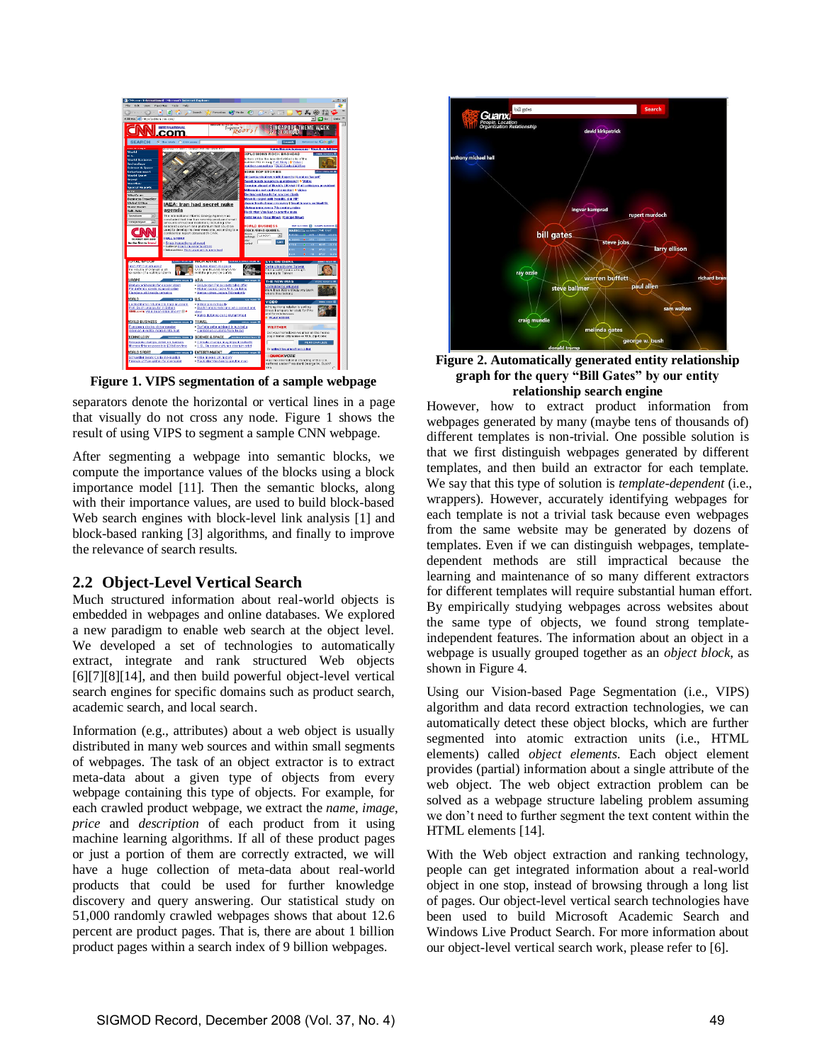**Figure 1. VIPS segmentation of a sample webpage**

separators denote the horizontal or vertical lines in a page that visually do not cross any node. Figure 1 shows the result of using VIPS to segment a sample CNN webpage.

After segmenting a webpage into semantic blocks, we compute the importance values of the blocks using a block importance model [11]. Then the semantic blocks, along with their importance values, are used to build block-based Web search engines with block-level link analysis [1] and block-based ranking [3] algorithms, and finally to improve the relevance of search results.

## 2.2 Object-Level Vertical Search

Much structured information about real-world objects is embedded in webpages and online databases. We explored a new paradigm to enable web search at the object level. We developed a set of technologies to automatically extract, integrate and rank structured Web objects [6][7][8][14], and then build powerful object-level vertical search engines for specific domains such as product search, academic search, and local search.

Information (e.g., attributes) about a web object is usually distributed in many web sources and within small segments of webpages. The task of an object extractor is to extract meta-data about a given type of objects from every webpage containing this type of objects. For example, for each crawled product webpage, we extract the *name*, *image*, *price* and *description* of each product from it using machine learning algorithms. If all of these product pages or just a portion of them are correctly extracted, we will have a huge collection of meta-data about real-world products that could be used for further knowledge discovery and query answering. Our statistical study on 51,000 randomly crawled webpages shows that about 12.6 percent are product pages. That is, there are about 1 billion product pages within a search index of 9 billion webpages.

**Figure 2. Automatically generated entity relationship graph for the query "Bill Gates" by our entity relationship search engine**

However, how to extract product information from webpages generated by many (maybe tens of thousands of) different templates is non-trivial. One possible solution is that we first distinguish webpages generated by different templates, and then build an extractor for each template. We say that this type of solution is *template-dependent* (i.e., wrappers). However, accurately identifying webpages for each template is not a trivial task because even webpages from the same website may be generated by dozens of templates. Even if we can distinguish webpages, template-dependent methods are still impractical because the learning and maintenance of so many different extractors for different templates will require substantial human effort. By empirically studying webpages across websites about the same type of objects, we found strong template-independent features. The information about an object in a webpage is usually grouped together as an *object block*, as shown in Figure 4.

Using our Vision-based Page Segmentation (i.e., VIPS) algorithm and data record extraction technologies, we can automatically detect these object blocks, which are further segmented into atomic extraction units (i.e., HTML elements) called *object elements*. Each object element provides (partial) information about a single attribute of the web object. The web object extraction problem can be solved as a webpage structure labeling problem assuming we don't need to further segment the text content within the HTML elements [14].

With the Web object extraction and ranking technology, people can get integrated information about a real-world object in one stop, instead of browsing through a long list of pages. Our object-level vertical search technologies have been used to build Microsoft Academic Search and Windows Live Product Search. For more information about our object-level vertical search work, please refer to [6].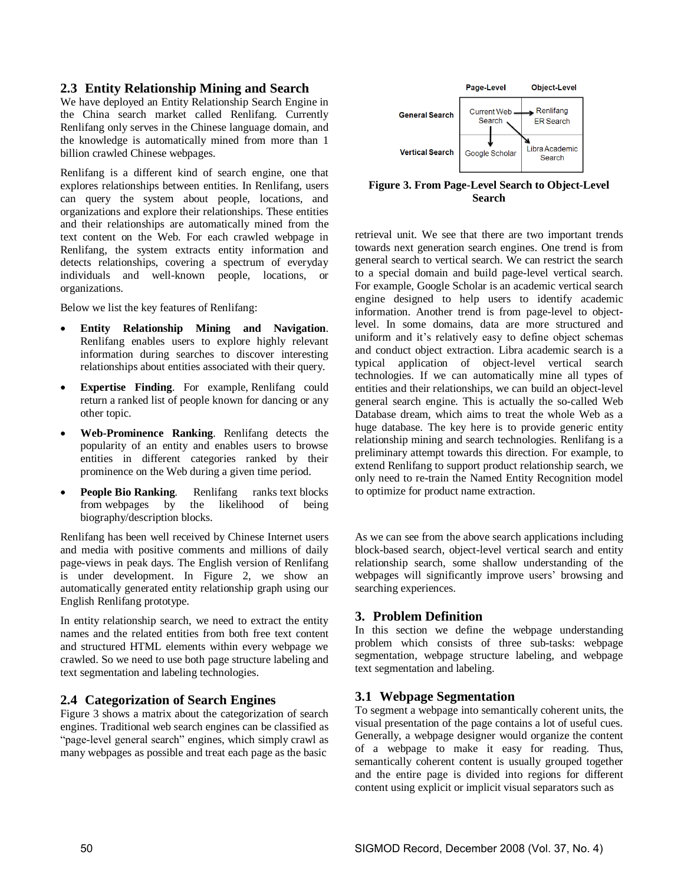### 2.3 Entity Relationship Mining and Search

We have deployed an Entity Relationship Search Engine in the China search market called Renlifang. Currently Renlifang only serves in the Chinese language domain, and the knowledge is automatically mined from more than 1 billion crawled Chinese webpages.

Renlifang is a different kind of search engine, one that explores relationships between entities. In Renlifang, users can query the system about people, locations, and organizations and explore their relationships. These entities and their relationships are automatically mined from the text content on the Web. For each crawled webpage in Renlifang, the system extracts entity information and detects relationships, covering a spectrum of everyday individuals and well-known people, locations, or organizations.

Below we list the key features of Renlifang:

- **Entity Relationship Mining and Navigation**. Renlifang enables users to explore highly relevant information during searches to discover interesting relationships about entities associated with their query.
- **Expertise Finding**. For example, Renlifang could return a ranked list of people known for dancing or any other topic.
- **Web-Prominence Ranking**. Renlifang detects the popularity of an entity and enables users to browse entities in different categories ranked by their prominence on the Web during a given time period.
- **People Bio Ranking**. Renlifang ranks text blocks from webpages by the likelihood of being biography/description blocks.

Renlifang has been well received by Chinese Internet users and media with positive comments and millions of daily page-views in peak days. The English version of Renlifang is under development. In Figure 2, we show an automatically generated entity relationship graph using our English Renlifang prototype.

In entity relationship search, we need to extract the entity names and the related entities from both free text content and structured HTML elements within every webpage we crawled. So we need to use both page structure labeling and text segmentation and labeling technologies.

### 2.4 Categorization of Search Engines

Figure 3 shows a matrix about the categorization of search engines. Traditional web search engines can be classified as "page-level general search" engines, which simply crawl as many webpages as possible and treat each page as the basic retrieval unit. We see that there are two important trends towards next generation search engines. One trend is from general search to vertical search. We can restrict the search to a special domain and build page-level vertical search. For example, Google Scholar is an academic vertical search engine designed to help users to identify academic information. Another trend is from page-level to object-level. In some domains, data are more structured and uniform and it's relatively easy to define object schemas and conduct object extraction. Libra academic search is a typical application of object-level vertical search technologies. If we can automatically mine all types of entities and their relationships, we can build an object-level general search engine. This is actually the so-called Web Database dream, which aims to treat the whole Web as a huge database. The key here is to provide generic entity relationship mining and search technologies. Renlifang is a preliminary attempt towards this direction. For example, to extend Renlifang to support product relationship search, we only need to re-train the Named Entity Recognition model to optimize for product name extraction.

| | Page-Level | Object-Level |
|---|---|---|
| General Search | Current Web Search | Renlifang ER Search |
| Vertical Search | Google Scholar | Libra Academic Search |

**Figure 3. From Page-Level Search to Object-Level Search**

As we can see from the above search applications including block-based search, object-level vertical search and entity relationship search, some shallow understanding of the webpages will significantly improve users' browsing and searching experiences.

## 3. Problem Definition

In this section we define the webpage understanding problem which consists of three sub-tasks: webpage segmentation, webpage structure labeling, and webpage text segmentation and labeling.

### 3.1 Webpage Segmentation

To segment a webpage into semantically coherent units, the visual presentation of the page contains a lot of useful cues. Generally, a webpage designer would organize the content of a webpage to make it easy for reading. Thus, semantically coherent content is usually grouped together and the entire page is divided into regions for different content using explicit or implicit visual separators such as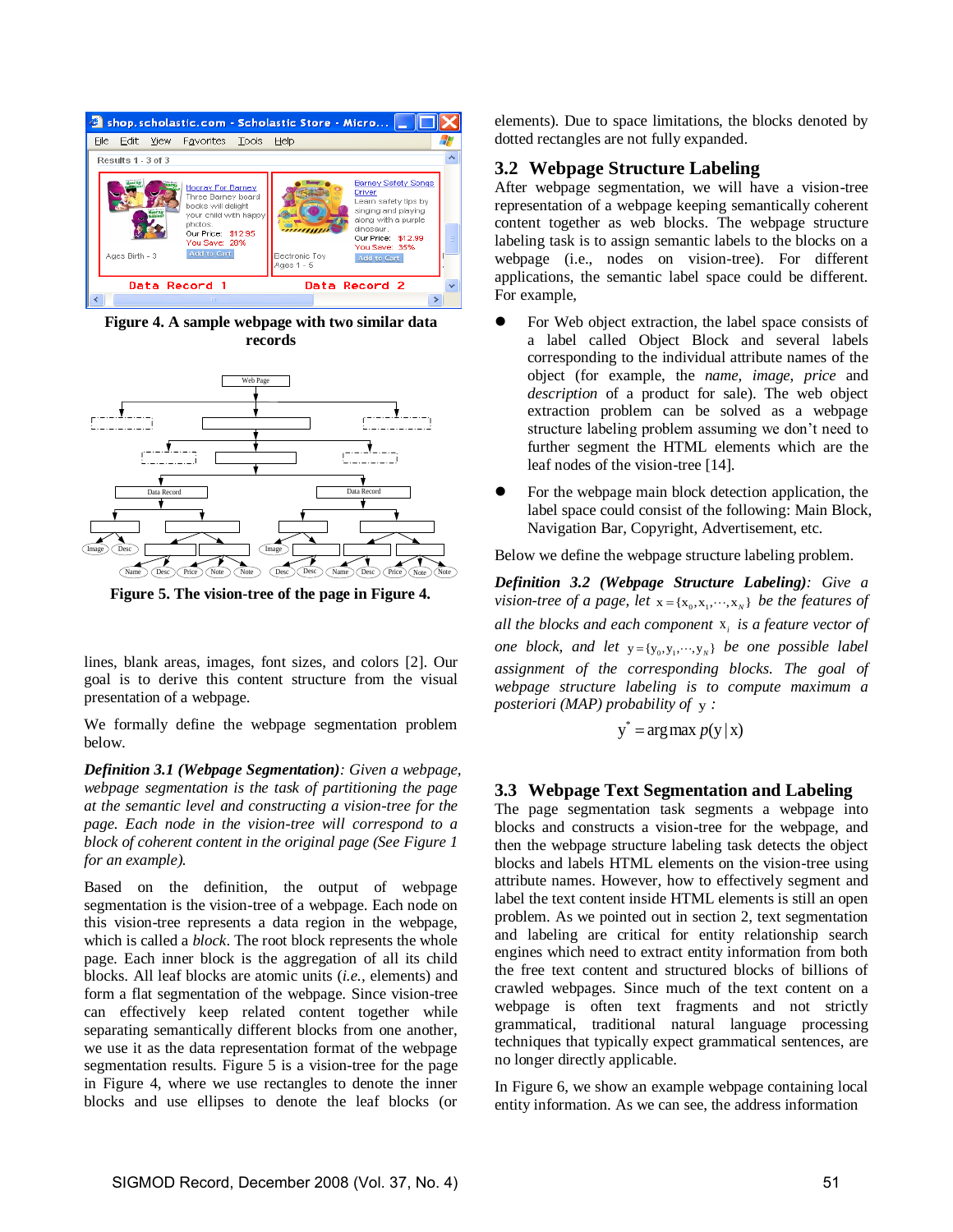Figure 4. A sample webpage with two similar data records

Figure 5. The vision-tree of the page in Figure 4.

lines, blank areas, images, font sizes, and colors [2]. Our goal is to derive this content structure from the visual presentation of a webpage.

We formally define the webpage segmentation problem below.

***Definition 3.1 (Webpage Segmentation)****: Given a webpage, webpage segmentation is the task of partitioning the page at the semantic level and constructing a vision-tree for the page. Each node in the vision-tree will correspond to a block of coherent content in the original page (See Figure 1 for an example).*

Based on the definition, the output of webpage segmentation is the vision-tree of a webpage. Each node on this vision-tree represents a data region in the webpage, which is called a *block*. The root block represents the whole page. Each inner block is the aggregation of all its child blocks. All leaf blocks are atomic units (*i.e.,* elements) and form a flat segmentation of the webpage. Since vision-tree can effectively keep related content together while separating semantically different blocks from one another, we use it as the data representation format of the webpage segmentation results. Figure 5 is a vision-tree for the page in Figure 4, where we use rectangles to denote the inner blocks and use ellipses to denote the leaf blocks (or elements). Due to space limitations, the blocks denoted by dotted rectangles are not fully expanded.

## 3.2 Webpage Structure Labeling

After webpage segmentation, we will have a vision-tree representation of a webpage keeping semantically coherent content together as web blocks. The webpage structure labeling task is to assign semantic labels to the blocks on a webpage (i.e., nodes on vision-tree). For different applications, the semantic label space could be different. For example,

- For Web object extraction, the label space consists of a label called Object Block and several labels corresponding to the individual attribute names of the object (for example, the *name*, *image*, *price* and *description* of a product for sale). The web object extraction problem can be solved as a webpage structure labeling problem assuming we don't need to further segment the HTML elements which are the leaf nodes of the vision-tree [14].
- For the webpage main block detection application, the label space could consist of the following: Main Block, Navigation Bar, Copyright, Advertisement, etc.

Below we define the webpage structure labeling problem.

***Definition 3.2 (Webpage Structure Labeling)****: Give a vision-tree of a page, let $x = \{x_0, x_1, \cdots, x_N\}$ be the features of all the blocks and each component $x_i$ is a feature vector of one block, and let $y = \{y_0, y_1, \cdots, y_N\}$ be one possible label assignment of the corresponding blocks. The goal of webpage structure labeling is to compute maximum a posteriori (MAP) probability of $y$ :*

$$y^* = \arg\max p(y \mid x)$$

## 3.3 Webpage Text Segmentation and Labeling

The page segmentation task segments a webpage into blocks and constructs a vision-tree for the webpage, and then the webpage structure labeling task detects the object blocks and labels HTML elements on the vision-tree using attribute names. However, how to effectively segment and label the text content inside HTML elements is still an open problem. As we pointed out in section 2, text segmentation and labeling are critical for entity relationship search engines which need to extract entity information from both the free text content and structured blocks of billions of crawled webpages. Since much of the text content on a webpage is often text fragments and not strictly grammatical, traditional natural language processing techniques that typically expect grammatical sentences, are no longer directly applicable.

In Figure 6, we show an example webpage containing local entity information. As we can see, the address information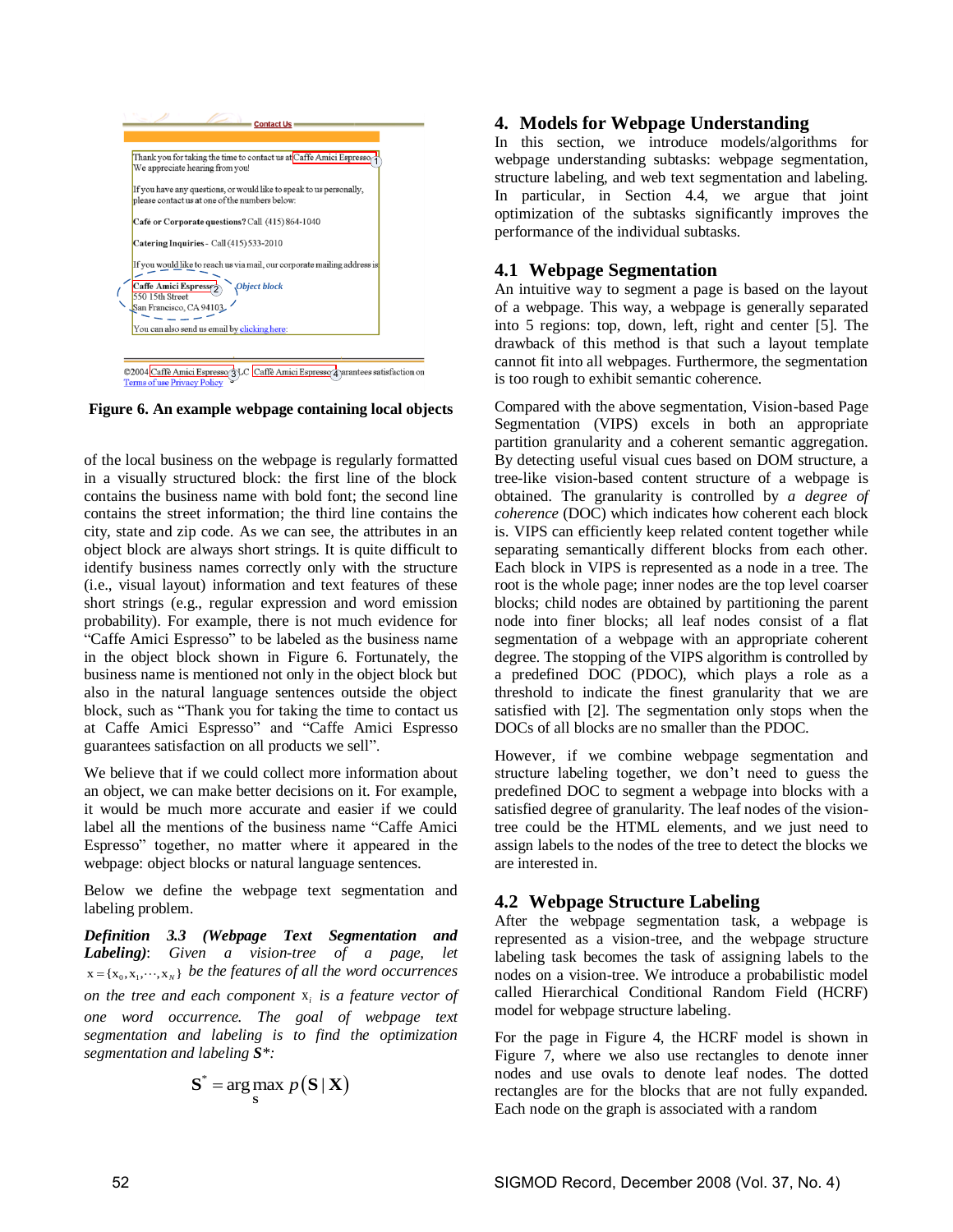Figure 6. An example webpage containing local objects

of the local business on the webpage is regularly formatted in a visually structured block: the first line of the block contains the business name with bold font; the second line contains the street information; the third line contains the city, state and zip code. As we can see, the attributes in an object block are always short strings. It is quite difficult to identify business names correctly only with the structure (i.e., visual layout) information and text features of these short strings (e.g., regular expression and word emission probability). For example, there is not much evidence for "Caffe Amici Espresso" to be labeled as the business name in the object block shown in Figure 6. Fortunately, the business name is mentioned not only in the object block but also in the natural language sentences outside the object block, such as "Thank you for taking the time to contact us at Caffe Amici Espresso" and "Caffe Amici Espresso guarantees satisfaction on all products we sell".

We believe that if we could collect more information about an object, we can make better decisions on it. For example, it would be much more accurate and easier if we could label all the mentions of the business name "Caffe Amici Espresso" together, no matter where it appeared in the webpage: object blocks or natural language sentences.

Below we define the webpage text segmentation and labeling problem.

***Definition 3.3 (Webpage Text Segmentation and Labeling)****: Given a vision-tree of a page, let* $\mathrm{x}=\{\mathrm{x}_0,\mathrm{x}_1,\cdots,\mathrm{x}_N\}$ *be the features of all the word occurrences on the tree and each component* $\mathrm{x}_i$ *is a feature vector of one word occurrence. The goal of webpage text segmentation and labeling is to find the optimization segmentation and labeling* ***S****\*:*

$$\mathbf{S}^* = \arg\max_{\mathbf{S}} p(\mathbf{S}\,|\,\mathbf{X})$$

## 4. Models for Webpage Understanding

In this section, we introduce models/algorithms for webpage understanding subtasks: webpage segmentation, structure labeling, and web text segmentation and labeling. In particular, in Section 4.4, we argue that joint optimization of the subtasks significantly improves the performance of the individual subtasks.

### 4.1 Webpage Segmentation

An intuitive way to segment a page is based on the layout of a webpage. This way, a webpage is generally separated into 5 regions: top, down, left, right and center [5]. The drawback of this method is that such a layout template cannot fit into all webpages. Furthermore, the segmentation is too rough to exhibit semantic coherence.

Compared with the above segmentation, Vision-based Page Segmentation (VIPS) excels in both an appropriate partition granularity and a coherent semantic aggregation. By detecting useful visual cues based on DOM structure, a tree-like vision-based content structure of a webpage is obtained. The granularity is controlled by *a degree of coherence* (DOC) which indicates how coherent each block is. VIPS can efficiently keep related content together while separating semantically different blocks from each other. Each block in VIPS is represented as a node in a tree. The root is the whole page; inner nodes are the top level coarser blocks; child nodes are obtained by partitioning the parent node into finer blocks; all leaf nodes consist of a flat segmentation of a webpage with an appropriate coherent degree. The stopping of the VIPS algorithm is controlled by a predefined DOC (PDOC), which plays a role as a threshold to indicate the finest granularity that we are satisfied with [2]. The segmentation only stops when the DOCs of all blocks are no smaller than the PDOC.

However, if we combine webpage segmentation and structure labeling together, we don't need to guess the predefined DOC to segment a webpage into blocks with a satisfied degree of granularity. The leaf nodes of the vision-tree could be the HTML elements, and we just need to assign labels to the nodes of the tree to detect the blocks we are interested in.

### 4.2 Webpage Structure Labeling

After the webpage segmentation task, a webpage is represented as a vision-tree, and the webpage structure labeling task becomes the task of assigning labels to the nodes on a vision-tree. We introduce a probabilistic model called Hierarchical Conditional Random Field (HCRF) model for webpage structure labeling.

For the page in Figure 4, the HCRF model is shown in Figure 7, where we also use rectangles to denote inner nodes and use ovals to denote leaf nodes. The dotted rectangles are for the blocks that are not fully expanded. Each node on the graph is associated with a random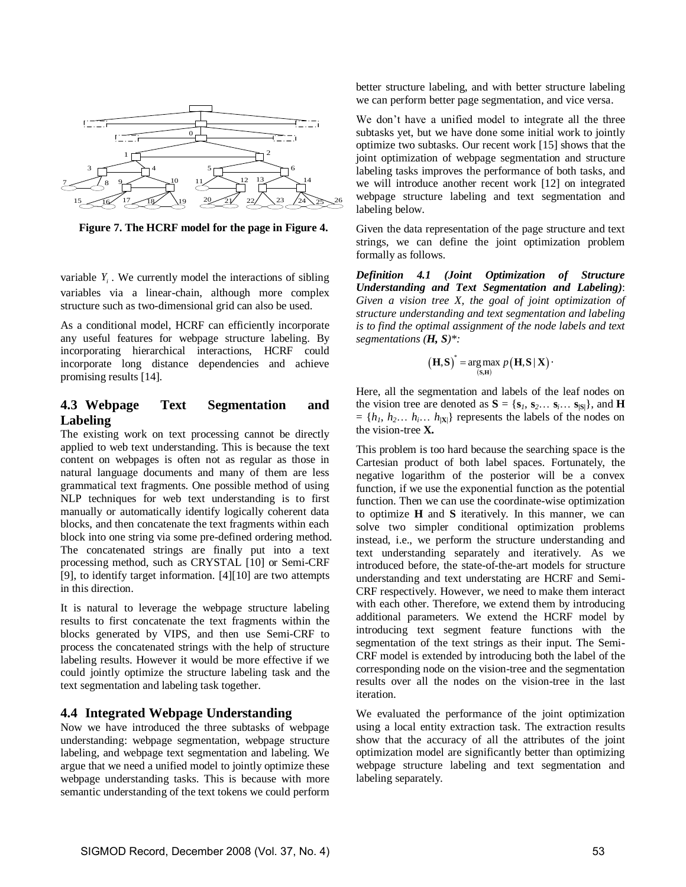Figure 7. The HCRF model for the page in Figure 4.

variable $Y_i$. We currently model the interactions of sibling variables via a linear-chain, although more complex structure such as two-dimensional grid can also be used.

As a conditional model, HCRF can efficiently incorporate any useful features for webpage structure labeling. By incorporating hierarchical interactions, HCRF could incorporate long distance dependencies and achieve promising results [14].

## 4.3 Webpage Text Segmentation and Labeling

The existing work on text processing cannot be directly applied to web text understanding. This is because the text content on webpages is often not as regular as those in natural language documents and many of them are less grammatical text fragments. One possible method of using NLP techniques for web text understanding is to first manually or automatically identify logically coherent data blocks, and then concatenate the text fragments within each block into one string via some pre-defined ordering method. The concatenated strings are finally put into a text processing method, such as CRYSTAL [10] or Semi-CRF [9], to identify target information. [4][10] are two attempts in this direction.

It is natural to leverage the webpage structure labeling results to first concatenate the text fragments within the blocks generated by VIPS, and then use Semi-CRF to process the concatenated strings with the help of structure labeling results. However it would be more effective if we could jointly optimize the structure labeling task and the text segmentation and labeling task together.

## 4.4 Integrated Webpage Understanding

Now we have introduced the three subtasks of webpage understanding: webpage segmentation, webpage structure labeling, and webpage text segmentation and labeling. We argue that we need a unified model to jointly optimize these webpage understanding tasks. This is because with more semantic understanding of the text tokens we could perform better structure labeling, and with better structure labeling we can perform better page segmentation, and vice versa.

We don't have a unified model to integrate all the three subtasks yet, but we have done some initial work to jointly optimize two subtasks. Our recent work [15] shows that the joint optimization of webpage segmentation and structure labeling tasks improves the performance of both tasks, and we will introduce another recent work [12] on integrated webpage structure labeling and text segmentation and labeling below.

Given the data representation of the page structure and text strings, we can define the joint optimization problem formally as follows.

***Definition 4.1 (Joint Optimization of Structure Understanding and Text Segmentation and Labeling)***: *Given a vision tree X, the goal of joint optimization of structure understanding and text segmentation and labeling is to find the optimal assignment of the node labels and text segmentations* ***(H, S)****\*:*

$$(\mathbf{H},\mathbf{S})^* = \underset{(\mathbf{S},\mathbf{H})}{\arg\max}\ p(\mathbf{H},\mathbf{S}\,|\,\mathbf{X}).$$

Here, all the segmentation and labels of the leaf nodes on the vision tree are denoted as $\mathbf{S} = \{\mathbf{s}_1, \mathbf{s}_2 \ldots \mathbf{s}_i \ldots \mathbf{s}_{|S|}\}$, and $\mathbf{H} = \{h_1, h_2 \ldots h_i \ldots h_{|\mathbf{X}|}\}$ represents the labels of the nodes on the vision-tree **X.**

This problem is too hard because the searching space is the Cartesian product of both label spaces. Fortunately, the negative logarithm of the posterior will be a convex function, if we use the exponential function as the potential function. Then we can use the coordinate-wise optimization to optimize **H** and **S** iteratively. In this manner, we can solve two simpler conditional optimization problems instead, i.e., we perform the structure understanding and text understanding separately and iteratively. As we introduced before, the state-of-the-art models for structure understanding and text understating are HCRF and Semi-CRF respectively. However, we need to make them interact with each other. Therefore, we extend them by introducing additional parameters. We extend the HCRF model by introducing text segment feature functions with the segmentation of the text strings as their input. The Semi-CRF model is extended by introducing both the label of the corresponding node on the vision-tree and the segmentation results over all the nodes on the vision-tree in the last iteration.

We evaluated the performance of the joint optimization using a local entity extraction task. The extraction results show that the accuracy of all the attributes of the joint optimization model are significantly better than optimizing webpage structure labeling and text segmentation and labeling separately.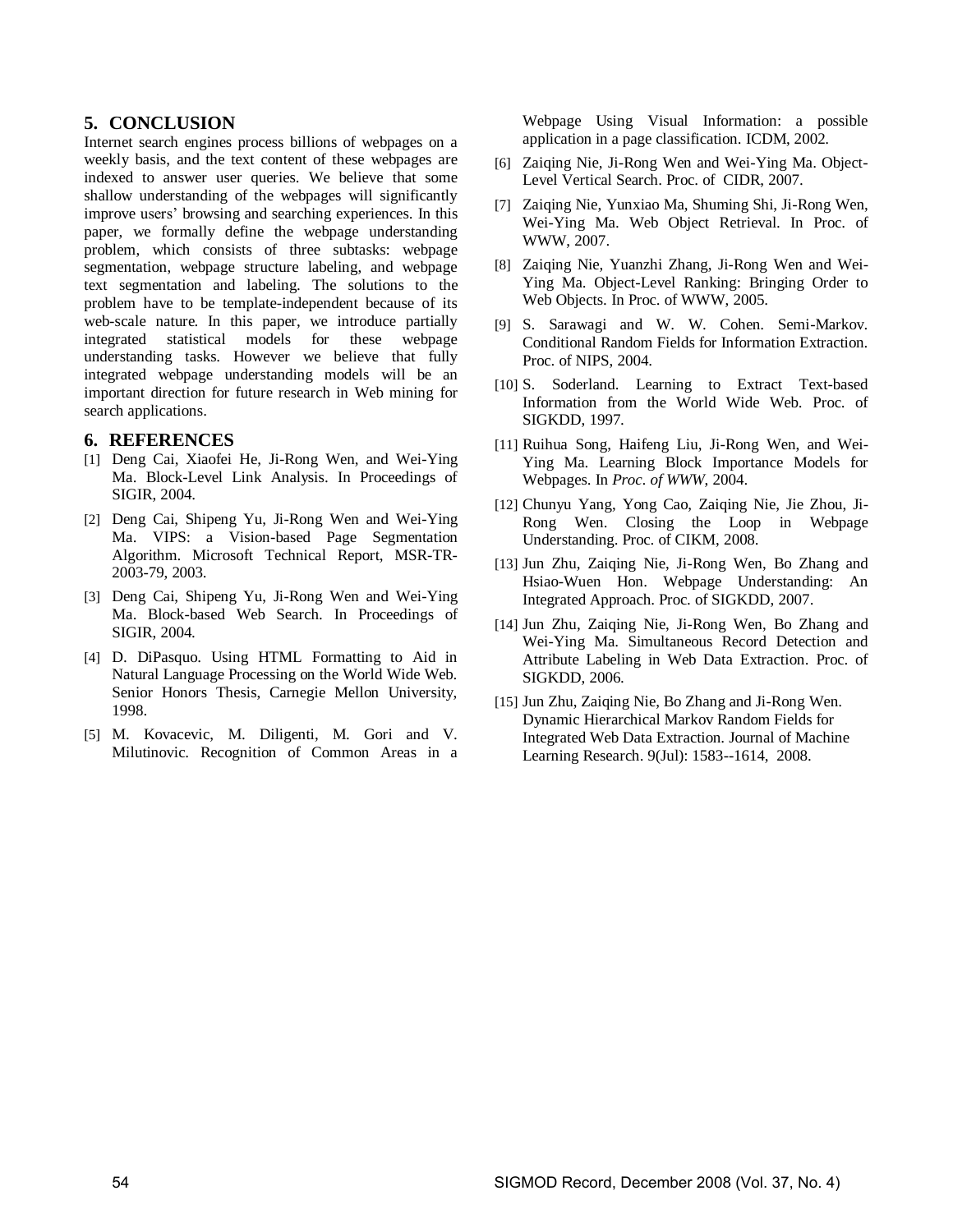## 5. CONCLUSION

Internet search engines process billions of webpages on a weekly basis, and the text content of these webpages are indexed to answer user queries. We believe that some shallow understanding of the webpages will significantly improve users' browsing and searching experiences. In this paper, we formally define the webpage understanding problem, which consists of three subtasks: webpage segmentation, webpage structure labeling, and webpage text segmentation and labeling. The solutions to the problem have to be template-independent because of its web-scale nature. In this paper, we introduce partially integrated statistical models for these webpage understanding tasks. However we believe that fully integrated webpage understanding models will be an important direction for future research in Web mining for search applications.

## 6. REFERENCES

[1] Deng Cai, Xiaofei He, Ji-Rong Wen, and Wei-Ying Ma. Block-Level Link Analysis. In Proceedings of SIGIR, 2004.

[2] Deng Cai, Shipeng Yu, Ji-Rong Wen and Wei-Ying Ma. VIPS: a Vision-based Page Segmentation Algorithm. Microsoft Technical Report, MSR-TR-2003-79, 2003.

[3] Deng Cai, Shipeng Yu, Ji-Rong Wen and Wei-Ying Ma. Block-based Web Search. In Proceedings of SIGIR, 2004.

[4] D. DiPasquo. Using HTML Formatting to Aid in Natural Language Processing on the World Wide Web. Senior Honors Thesis, Carnegie Mellon University, 1998.

[5] M. Kovacevic, M. Diligenti, M. Gori and V. Milutinovic. Recognition of Common Areas in a Webpage Using Visual Information: a possible application in a page classification. ICDM, 2002.

[6] Zaiqing Nie, Ji-Rong Wen and Wei-Ying Ma. Object-Level Vertical Search. Proc. of CIDR, 2007.

[7] Zaiqing Nie, Yunxiao Ma, Shuming Shi, Ji-Rong Wen, Wei-Ying Ma. Web Object Retrieval. In Proc. of WWW, 2007.

[8] Zaiqing Nie, Yuanzhi Zhang, Ji-Rong Wen and Wei-Ying Ma. Object-Level Ranking: Bringing Order to Web Objects. In Proc. of WWW, 2005.

[9] S. Sarawagi and W. W. Cohen. Semi-Markov. Conditional Random Fields for Information Extraction. Proc. of NIPS, 2004.

[10] S. Soderland. Learning to Extract Text-based Information from the World Wide Web. Proc. of SIGKDD, 1997.

[11] Ruihua Song, Haifeng Liu, Ji-Rong Wen, and Wei-Ying Ma. Learning Block Importance Models for Webpages. In *Proc. of WWW*, 2004.

[12] Chunyu Yang, Yong Cao, Zaiqing Nie, Jie Zhou, Ji-Rong Wen. Closing the Loop in Webpage Understanding. Proc. of CIKM, 2008.

[13] Jun Zhu, Zaiqing Nie, Ji-Rong Wen, Bo Zhang and Hsiao-Wuen Hon. Webpage Understanding: An Integrated Approach. Proc. of SIGKDD, 2007.

[14] Jun Zhu, Zaiqing Nie, Ji-Rong Wen, Bo Zhang and Wei-Ying Ma. Simultaneous Record Detection and Attribute Labeling in Web Data Extraction. Proc. of SIGKDD, 2006.

[15] Jun Zhu, Zaiqing Nie, Bo Zhang and Ji-Rong Wen. Dynamic Hierarchical Markov Random Fields for Integrated Web Data Extraction. Journal of Machine Learning Research. 9(Jul): 1583--1614, 2008.